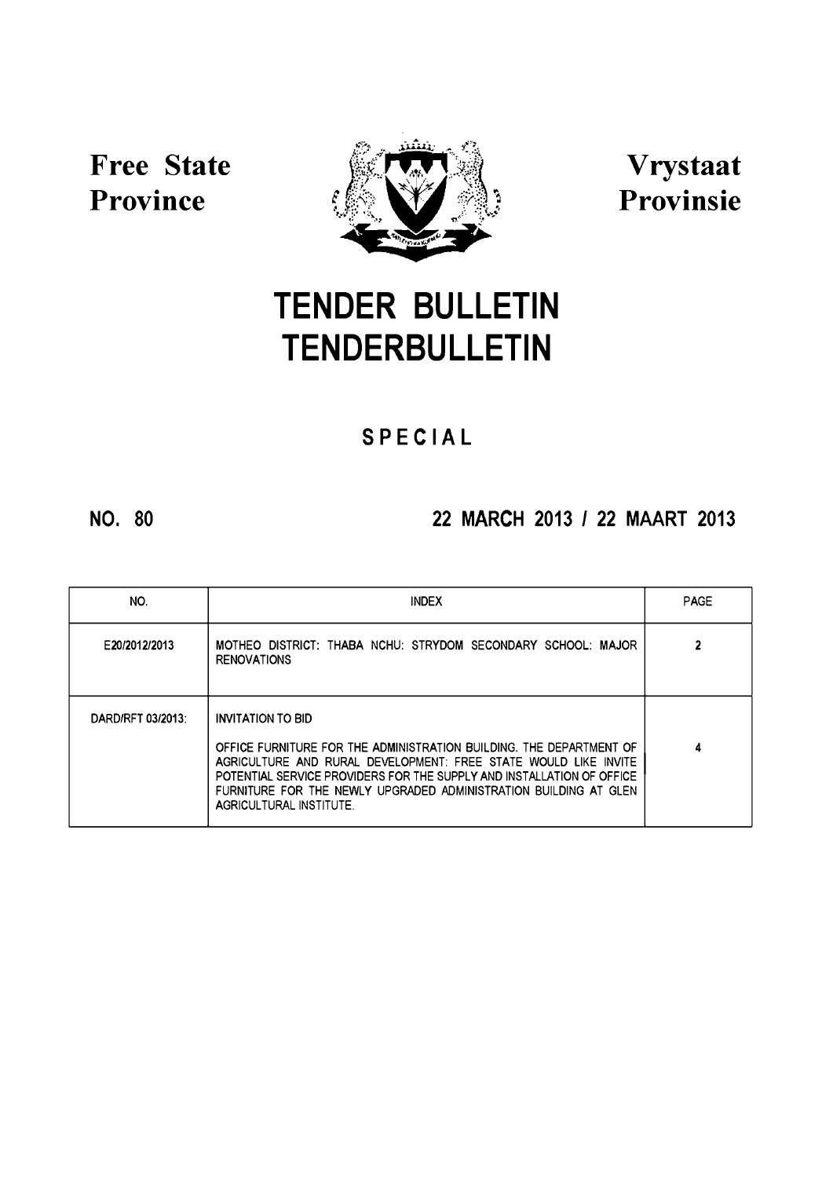**Free State Province** | **Vrystaat Provinsie**

# TENDER BULLETIN
# TENDERBULLETIN

## SPECIAL

**NO. 80** | **22 MARCH 2013 / 22 MAART 2013**

| NO. | INDEX | PAGE |
|---|---|---|
| E20/2012/2013 | MOTHEO DISTRICT: THABA NCHU: STRYDOM SECONDARY SCHOOL: MAJOR RENOVATIONS | 2 |
| DARD/RFT 03/2013: | INVITATION TO BID<br><br>OFFICE FURNITURE FOR THE ADMINISTRATION BUILDING. THE DEPARTMENT OF AGRICULTURE AND RURAL DEVELOPMENT: FREE STATE WOULD LIKE INVITE POTENTIAL SERVICE PROVIDERS FOR THE SUPPLY AND INSTALLATION OF OFFICE FURNITURE FOR THE NEWLY UPGRADED ADMINISTRATION BUILDING AT GLEN AGRICULTURAL INSTITUTE. | 4 |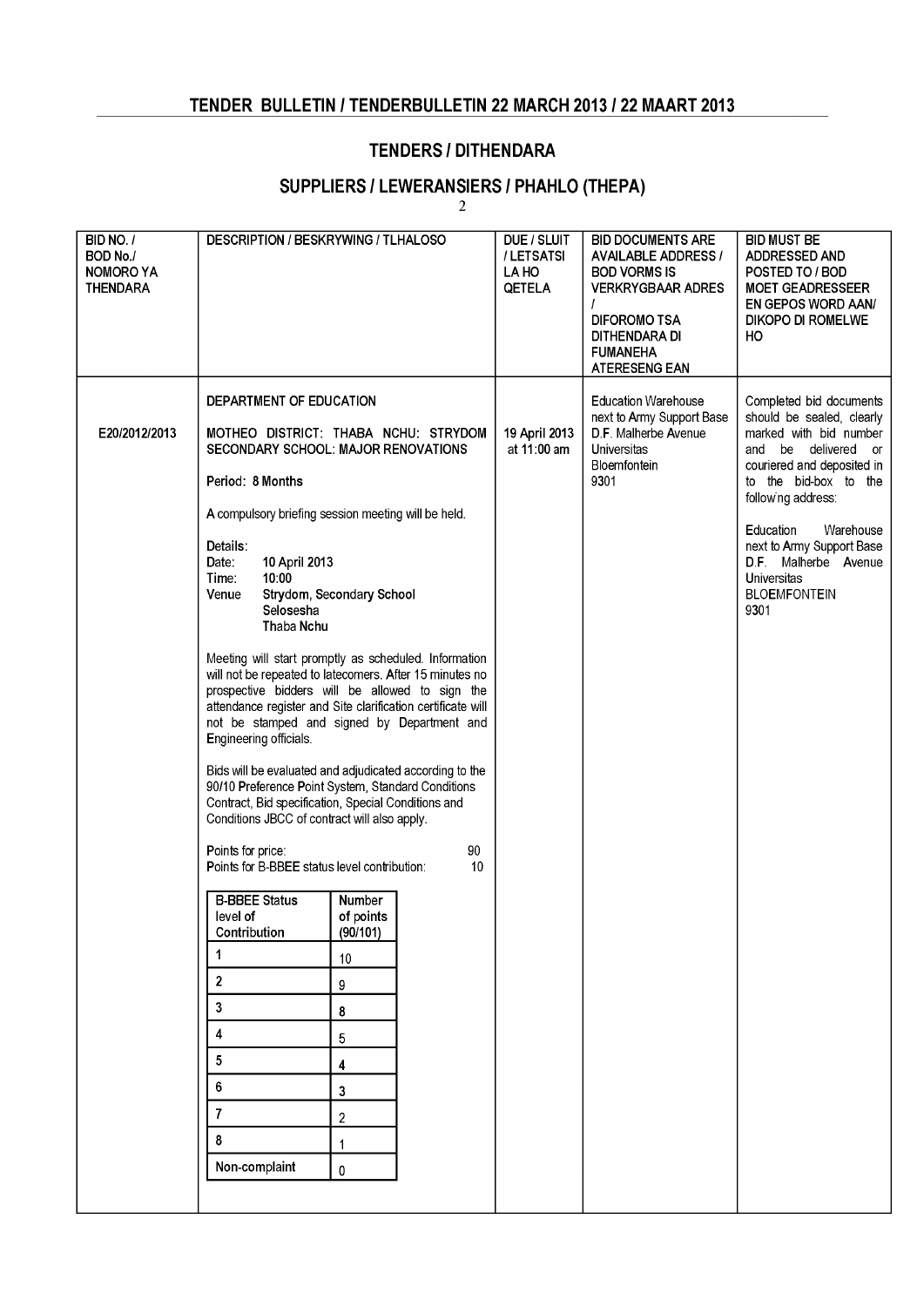## TENDER BULLETIN / TENDERBULLETIN 22 MARCH 2013 / 22 MAART 2013

### TENDERS / DITHENDARA

### SUPPLIERS / LEWERANSIERS / PHAHLO (THEPA)

| BID NO. / BOD No./ NOMORO YA THENDARA | DESCRIPTION / BESKRYWING / TLHALOSO | DUE / SLUIT / LETSATSI LA HO QETELA | BID DOCUMENTS ARE AVAILABLE ADDRESS / BOD VORMS IS VERKRYGBAAR ADRES / DIFOROMO TSA DITHENDARA DI FUMANEHA ATERESENG EAN | BID MUST BE ADDRESSED AND POSTED TO / BOD MOET GEADRESSEER EN GEPOS WORD AAN/ DIKOPO DI ROMELWE HO |
|---|---|---|---|---|
| E20/2012/2013 | DEPARTMENT OF EDUCATION<br><br>MOTHEO DISTRICT: THABA NCHU: STRYDOM SECONDARY SCHOOL: MAJOR RENOVATIONS<br><br>Period: 8 Months<br><br>A compulsory briefing session meeting will be held.<br><br>Details:<br>Date: 10 April 2013<br>Time: 10:00<br>Venue Strydom, Secondary School Selosesha Thaba Nchu<br><br>Meeting will start promptly as scheduled. Information will not be repeated to latecomers. After 15 minutes no prospective bidders will be allowed to sign the attendance register and Site clarification certificate will not be stamped and signed by Department and Engineering officials.<br><br>Bids will be evaluated and adjudicated according to the 90/10 Preference Point System, Standard Conditions Contract, Bid specification, Special Conditions and Conditions JBCC of contract will also apply.<br><br>Points for price: 90<br>Points for B-BBEE status level contribution: 10 | 19 April 2013 at 11:00 am | Education Warehouse next to Army Support Base D.F. Malherbe Avenue Universitas Bloemfontein 9301 | Completed bid documents should be sealed, clearly marked with bid number and be delivered or couriered and deposited in to the bid-box to the following address:<br><br>Education Warehouse next to Army Support Base D.F. Malherbe Avenue Universitas BLOEMFONTEIN 9301 |

| B-BBEE Status level of Contribution | Number of points (90/101) |
|---|---|
| 1 | 10 |
| 2 | 9 |
| 3 | 8 |
| 4 | 5 |
| 5 | 4 |
| 6 | 3 |
| 7 | 2 |
| 8 | 1 |
| Non-complaint | 0 |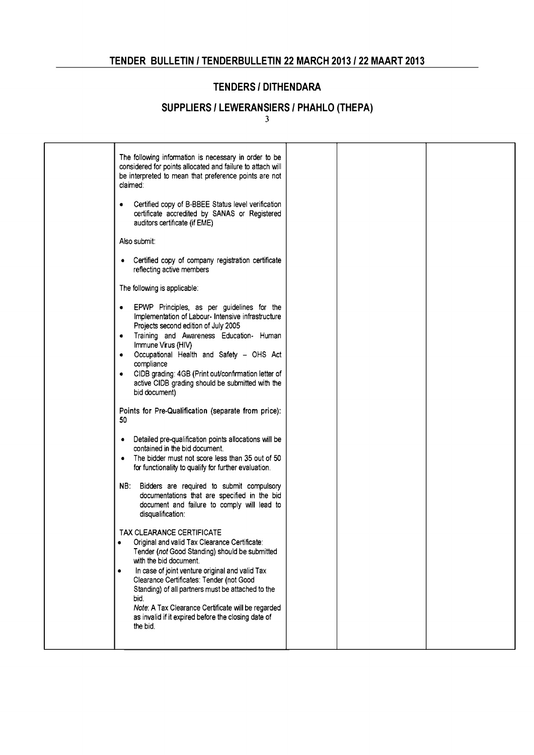## TENDERS / DITHENDARA

### SUPPLIERS / LEWERANSIERS / PHAHLO (THEPA)

| | | | | |
|---|---|---|---|---|
| | The following information is necessary in order to be considered for points allocated and failure to attach will be interpreted to mean that preference points are not claimed:<br><br>• Certified copy of B-BBEE Status level verification certificate accredited by SANAS or Registered auditors certificate (if EME)<br><br>Also submit:<br><br>• Certified copy of company registration certificate reflecting active members<br><br>The following is applicable:<br><br>• EPWP Principles, as per guidelines for the Implementation of Labour- Intensive infrastructure Projects second edition of July 2005<br>• Training and Awareness Education- Human Immune Virus (HIV)<br>• Occupational Health and Safety – OHS Act compliance<br>• CIDB grading: 4GB (Print out/confirmation letter of active CIDB grading should be submitted with the bid document)<br><br>Points for Pre-Qualification (separate from price): 50<br><br>• Detailed pre-qualification points allocations will be contained in the bid document.<br>• The bidder must not score less than 35 out of 50 for functionality to qualify for further evaluation.<br><br>NB: Bidders are required to submit compulsory documentations that are specified in the bid document and failure to comply will lead to disqualification:<br><br>TAX CLEARANCE CERTIFICATE<br>• Original and valid Tax Clearance Certificate: Tender (*not* Good Standing) should be submitted with the bid document.<br>• In case of joint venture original and valid Tax Clearance Certificates: Tender (not Good Standing) of all partners must be attached to the bid.<br>*Note*: A Tax Clearance Certificate will be regarded as invalid if it expired before the closing date of the bid. | | | |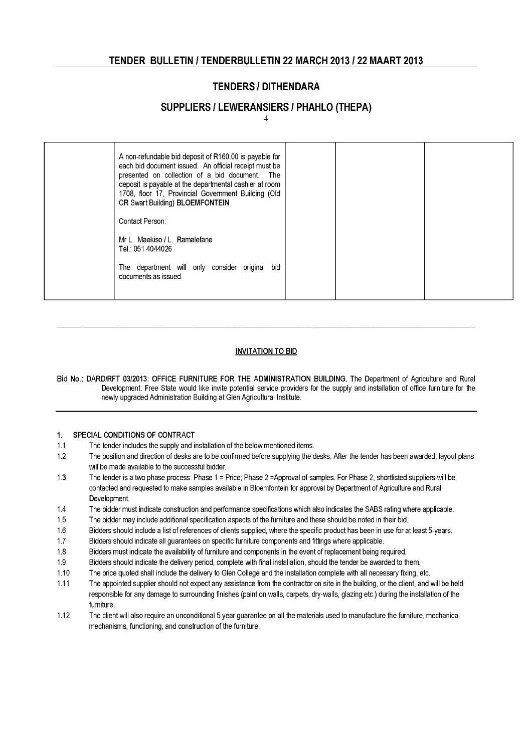## TENDER BULLETIN / TENDERBULLETIN 22 MARCH 2013 / 22 MAART 2013

## TENDERS / DITHENDARA

## SUPPLIERS / LEWERANSIERS / PHAHLO (THEPA)

| | | | | |
|---|---|---|---|---|
| | A non-refundable bid deposit of R160.00 is payable for each bid document issued. An official receipt must be presented on collection of a bid document. The deposit is payable at the departmental cashier at room 1708, floor 17, Provincial Government Building (Old CR Swart Building) **BLOEMFONTEIN**<br><br>Contact Person:<br><br>Mr L. Maekiso / L. Ramalefane<br>Tel.: 051 4044026<br><br>The department will only consider original bid documents as issued. | | | |

---

### INVITATION TO BID

**Bid No.: DARD/RFT 03/2013: OFFICE FURNITURE FOR THE ADMINISTRATION BUILDING.** The Department of Agriculture and Rural Development: Free State would like invite potential service providers for the supply and installation of office furniture for the newly upgraded Administration Building at Glen Agricultural Institute.

---

**1. SPECIAL CONDITIONS OF CONTRACT**

1.1 The tender includes the supply and installation of the below mentioned items.

1.2 The position and direction of desks are to be confirmed before supplying the desks. After the tender has been awarded, layout plans will be made available to the successful bidder.

1.3 The tender is a two phase process: Phase 1 = Price; Phase 2 =Approval of samples. For Phase 2, shortlisted suppliers will be contacted and requested to make samples available in Bloemfontein for approval by Department of Agriculture and Rural Development.

1.4 The bidder must indicate construction and performance specifications which also indicates the SABS rating where applicable.

1.5 The bidder may include additional specification aspects of the furniture and these should be noted in their bid.

1.6 Bidders should include a list of references of clients supplied, where the specific product has been in use for at least 5-years.

1.7 Bidders should indicate all guarantees on specific furniture components and fittings where applicable.

1.8 Bidders must indicate the availability of furniture and components in the event of replacement being required.

1.9 Bidders should indicate the delivery period, complete with final installation, should the tender be awarded to them.

1.10 The price quoted shall include the delivery to Glen College and the installation complete with all necessary fixing, etc.

1.11 The appointed supplier should not expect any assistance from the contractor on site in the building, or the client, and will be held responsible for any damage to surrounding finishes (paint on walls, carpets, dry-walls, glazing etc.) during the installation of the furniture.

1.12 The client will also require an unconditional 5 year guarantee on all the materials used to manufacture the furniture, mechanical mechanisms, functioning, and construction of the furniture.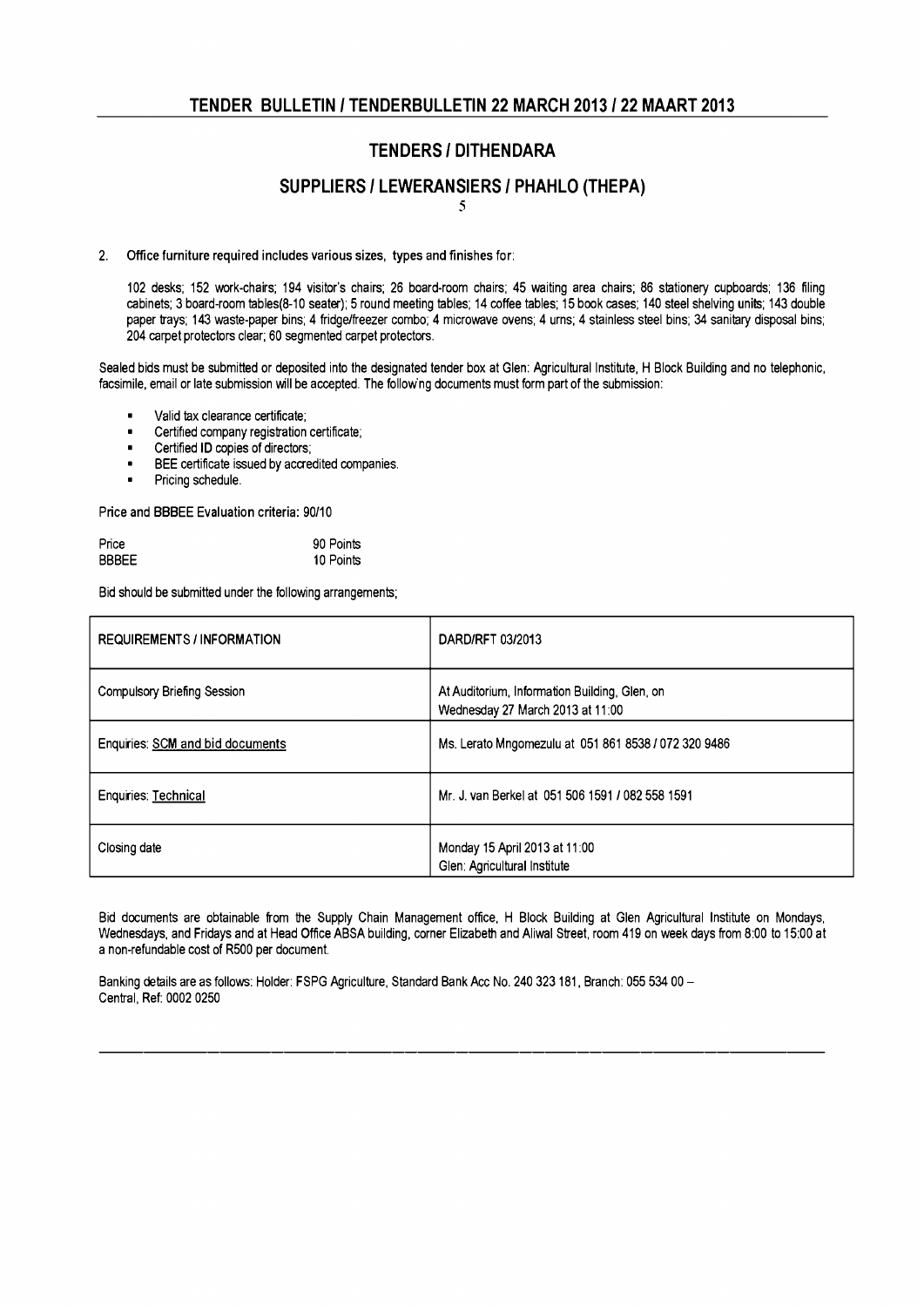## TENDER BULLETIN / TENDERBULLETIN 22 MARCH 2013 / 22 MAART 2013

## TENDERS / DITHENDARA

### SUPPLIERS / LEWERANSIERS / PHAHLO (THEPA)

2. **Office furniture required includes various sizes, types and finishes for:**

   102 desks; 152 work-chairs; 194 visitor's chairs; 26 board-room chairs; 45 waiting area chairs; 86 stationery cupboards; 136 filing cabinets; 3 board-room tables(8-10 seater); 5 round meeting tables; 14 coffee tables; 15 book cases; 140 steel shelving units; 143 double paper trays; 143 waste-paper bins; 4 fridge/freezer combo; 4 microwave ovens; 4 urns; 4 stainless steel bins; 34 sanitary disposal bins; 204 carpet protectors clear; 60 segmented carpet protectors.

Sealed bids must be submitted or deposited into the designated tender box at Glen: Agricultural Institute, H Block Building and no telephonic, facsimile, email or late submission will be accepted. The following documents must form part of the submission:

- Valid tax clearance certificate;
- Certified company registration certificate;
- Certified ID copies of directors;
- BEE certificate issued by accredited companies.
- Pricing schedule.

Price and BBBEE Evaluation criteria: 90/10

| | |
|---|---|
| Price | 90 Points |
| BBBEE | 10 Points |

Bid should be submitted under the following arrangements;

| REQUIREMENTS / INFORMATION | DARD/RFT 03/2013 |
|---|---|
| Compulsory Briefing Session | At Auditorium, Information Building, Glen, on Wednesday 27 March 2013 at 11:00 |
| Enquiries: SCM and bid documents | Ms. Lerato Mngomezulu at 051 861 8538 / 072 320 9486 |
| Enquiries: Technical | Mr. J. van Berkel at 051 506 1591 / 082 558 1591 |
| Closing date | Monday 15 April 2013 at 11:00<br>Glen: Agricultural Institute |

Bid documents are obtainable from the Supply Chain Management office, H Block Building at Glen Agricultural Institute on Mondays, Wednesdays, and Fridays and at Head Office ABSA building, corner Elizabeth and Aliwal Street, room 419 on week days from 8:00 to 15:00 at a non-refundable cost of R500 per document.

Banking details are as follows: Holder: FSPG Agriculture, Standard Bank Acc No. 240 323 181, Branch: 055 534 00 – Central, Ref: 0002 0250

---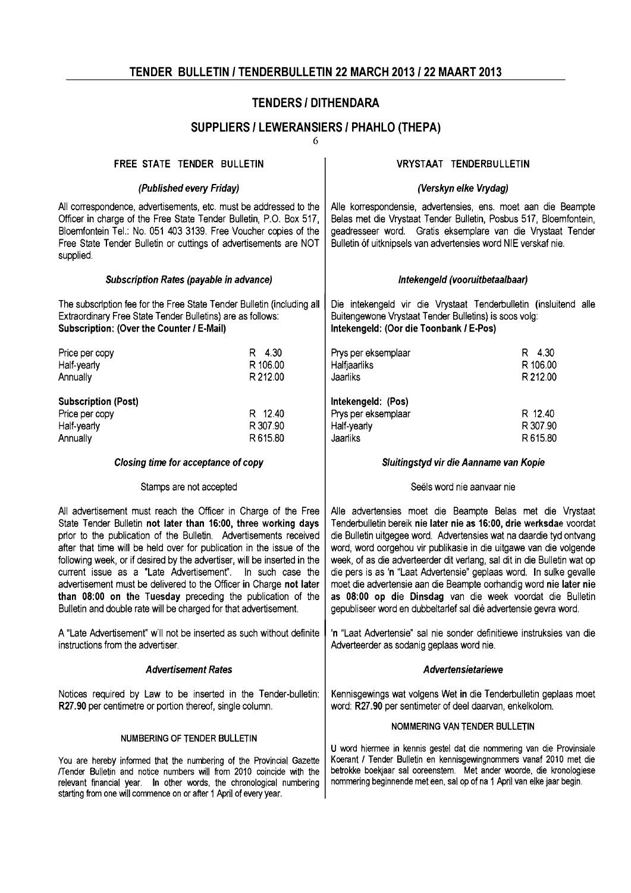# TENDER BULLETIN / TENDERBULLETIN 22 MARCH 2013 / 22 MAART 2013

## TENDERS / DITHENDARA

## SUPPLIERS / LEWERANSIERS / PHAHLO (THEPA)

### FREE STATE TENDER BULLETIN

***(Published every Friday)***

All correspondence, advertisements, etc. must be addressed to the Officer in charge of the Free State Tender Bulletin, P.O. Box 517, Bloemfontein Tel.: No. 051 403 3139. Free Voucher copies of the Free State Tender Bulletin or cuttings of advertisements are NOT supplied.

***Subscription Rates (payable in advance)***

The subscription fee for the Free State Tender Bulletin (including all Extraordinary Free State Tender Bulletins) are as follows:
**Subscription: (Over the Counter / E-Mail)**

| | |
|---|---|
| Price per copy | R 4.30 |
| Half-yearly | R 106.00 |
| Annually | R 212.00 |

**Subscription (Post)**

| | |
|---|---|
| Price per copy | R 12.40 |
| Half-yearly | R 307.90 |
| Annually | R 615.80 |

***Closing time for acceptance of copy***

Stamps are not accepted

All advertisement must reach the Officer in Charge of the Free State Tender Bulletin **not later than 16:00, three working days** prior to the publication of the Bulletin. Advertisements received after that time will be held over for publication in the issue of the following week, or if desired by the advertiser, will be inserted in the current issue as a "Late Advertisement". In such case the advertisement must be delivered to the Officer in Charge **not later than 08:00 on the** Tuesday preceding the publication of the Bulletin and double rate will be charged for that advertisement.

A "Late Advertisement" will not be inserted as such without definite instructions from the advertiser.

***Advertisement Rates***

Notices required by Law to be inserted in the Tender-bulletin: **R27.90** per centimetre or portion thereof, single column.

NUMBERING OF TENDER BULLETIN

You are hereby informed that the numbering of the Provincial Gazette /Tender Bulletin and notice numbers will from 2010 coincide with the relevant financial year. In other words, the chronological numbering starting from one will commence on or after 1 April of every year.

### VRYSTAAT TENDERBULLETIN

***(Verskyn elke Vrydag)***

Alle korrespondensie, advertensies, ens. moet aan die Beampte Belas met die Vrystaat Tender Bulletin, Posbus 517, Bloemfontein, geadresseer word. Gratis eksemplare van die Vrystaat Tender Bulletin óf uitknipsels van advertensies word NIE verskaf nie.

***Intekengeld (vooruitbetaalbaar)***

Die intekengeld vir die Vrystaat Tenderbulletin (insluitend alle Buitengewone Vrystaat Tender Bulletins) is soos volg:
**Intekengeld: (Oor die Toonbank / E-Pos)**

| | |
|---|---|
| Prys per eksemplaar | R 4.30 |
| Halfjaarliks | R 106.00 |
| Jaarliks | R 212.00 |

**Intekengeld: (Pos)**

| | |
|---|---|
| Prys per eksemplaar | R 12.40 |
| Half-yearly | R 307.90 |
| Jaarliks | R 615.80 |

***Sluitingstyd vir die Aanname van Kopie***

Seëls word nie aanvaar nie

Alle advertensies moet die Beampte Belas met die Vrystaat Tenderbulletin bereik **nie later nie as 16:00, drie werksdae** voordat die Bulletin uitgegee word. Advertensies wat na daardie tyd ontvang word, word oorgehou vir publikasie in die uitgawe van die volgende week, of as die adverteerder dit verlang, sal dit in die Bulletin wat op die pers is as 'n "Laat Advertensie" geplaas word. In sulke gevalle moet die advertensie aan die Beampte oorhandig word **nie later nie as 08:00 op die Dinsdag** van die week voordat die Bulletin gepubliseer word en dubbeltarief sal dié advertensie gevra word.

'n "Laat Advertensie" sal nie sonder definitiewe instruksies van die Adverteerder as sodanig geplaas word nie.

***Advertensietariewe***

Kennisgewings wat volgens Wet in die Tenderbulletin geplaas moet word: **R27.90** per sentimeter of deel daarvan, enkelkolom.

NOMMERING VAN TENDER BULLETIN

U word hiermee in kennis gestel dat die nommering van die Provinsiale Koerant / Tender Bulletin en kennisgewingnommers vanaf 2010 met die betrokke boekjaar sal ooreenstem. Met ander woorde, die kronologiese nommering beginnende met een, sal op of na 1 April van elke jaar begin.